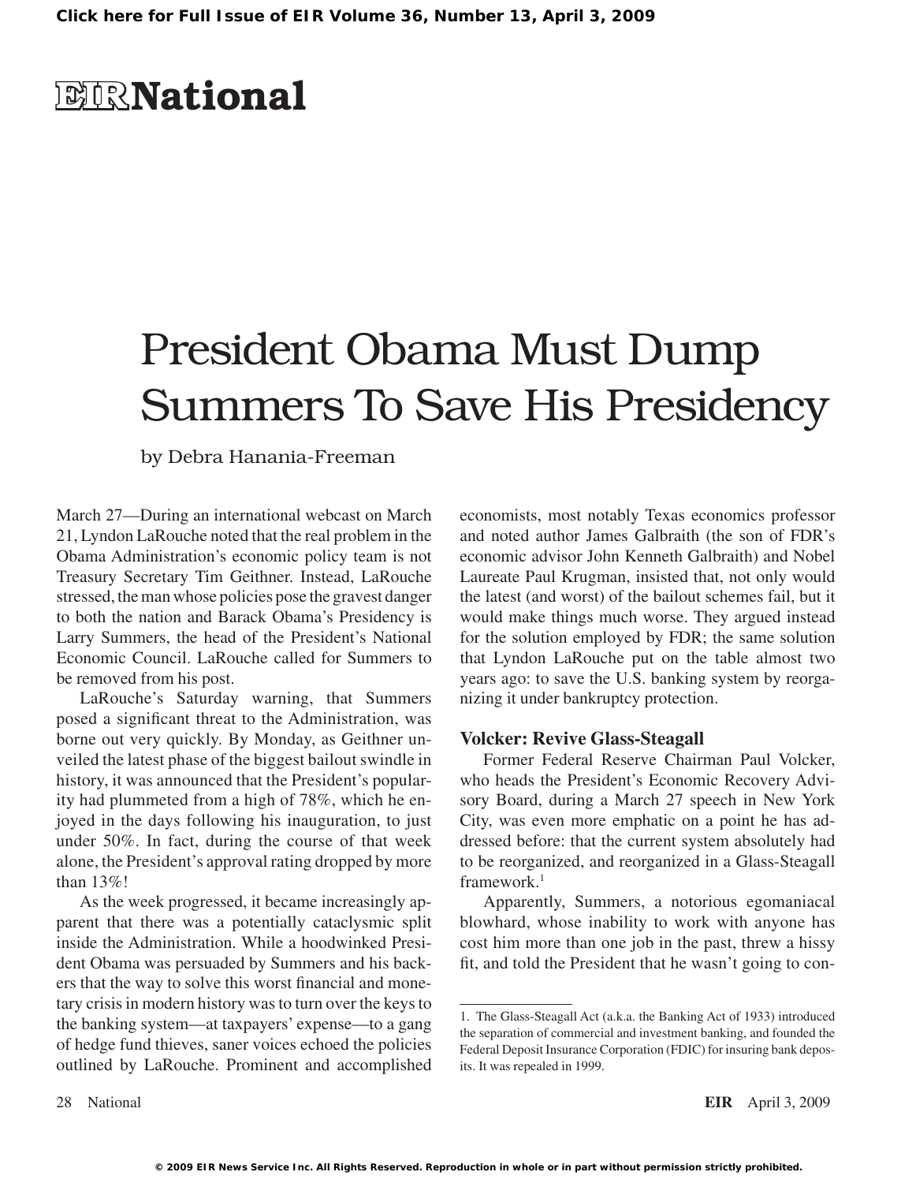# President Obama Must Dump Summers To Save His Presidency

by Debra Hanania-Freeman

March 27—During an international webcast on March 21, Lyndon LaRouche noted that the real problem in the Obama Administration's economic policy team is not Treasury Secretary Tim Geithner. Instead, LaRouche stressed, the man whose policies pose the gravest danger to both the nation and Barack Obama's Presidency is Larry Summers, the head of the President's National Economic Council. LaRouche called for Summers to be removed from his post.

LaRouche's Saturday warning, that Summers posed a significant threat to the Administration, was borne out very quickly. By Monday, as Geithner unveiled the latest phase of the biggest bailout swindle in history, it was announced that the President's popularity had plummeted from a high of 78%, which he enjoyed in the days following his inauguration, to just under 50%. In fact, during the course of that week alone, the President's approval rating dropped by more than 13%!

As the week progressed, it became increasingly apparent that there was a potentially cataclysmic split inside the Administration. While a hoodwinked President Obama was persuaded by Summers and his backers that the way to solve this worst financial and monetary crisis in modern history was to turn over the keys to the banking system—at taxpayers' expense—to a gang of hedge fund thieves, saner voices echoed the policies outlined by LaRouche. Prominent and accomplished economists, most notably Texas economics professor and noted author James Galbraith (the son of FDR's economic advisor John Kenneth Galbraith) and Nobel Laureate Paul Krugman, insisted that, not only would the latest (and worst) of the bailout schemes fail, but it would make things much worse. They argued instead for the solution employed by FDR; the same solution that Lyndon LaRouche put on the table almost two years ago: to save the U.S. banking system by reorganizing it under bankruptcy protection.

## Volcker: Revive Glass-Steagall

Former Federal Reserve Chairman Paul Volcker, who heads the President's Economic Recovery Advisory Board, during a March 27 speech in New York City, was even more emphatic on a point he has addressed before: that the current system absolutely had to be reorganized, and reorganized in a Glass-Steagall framework.[1]

Apparently, Summers, a notorious egomaniacal blowhard, whose inability to work with anyone has cost him more than one job in the past, threw a hissy fit, and told the President that he wasn't going to con-

---

1. The Glass-Steagall Act (a.k.a. the Banking Act of 1933) introduced the separation of commercial and investment banking, and founded the Federal Deposit Insurance Corporation (FDIC) for insuring bank deposits. It was repealed in 1999.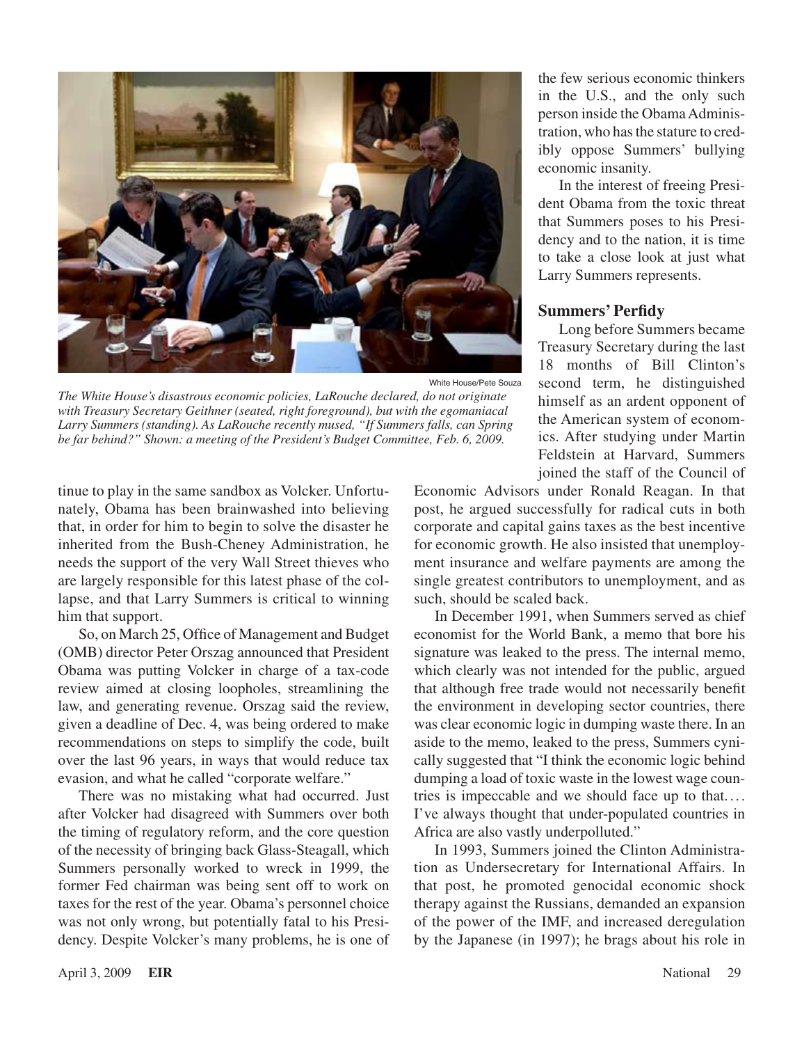White House/Pete Souza

*The White House's disastrous economic policies, LaRouche declared, do not originate with Treasury Secretary Geithner (seated, right foreground), but with the egomaniacal Larry Summers (standing). As LaRouche recently mused, "If Summers falls, can Spring be far behind?" Shown: a meeting of the President's Budget Committee, Feb. 6, 2009.*

tinue to play in the same sandbox as Volcker. Unfortunately, Obama has been brainwashed into believing that, in order for him to begin to solve the disaster he inherited from the Bush-Cheney Administration, he needs the support of the very Wall Street thieves who are largely responsible for this latest phase of the collapse, and that Larry Summers is critical to winning him that support.

So, on March 25, Office of Management and Budget (OMB) director Peter Orszag announced that President Obama was putting Volcker in charge of a tax-code review aimed at closing loopholes, streamlining the law, and generating revenue. Orszag said the review, given a deadline of Dec. 4, was being ordered to make recommendations on steps to simplify the code, built over the last 96 years, in ways that would reduce tax evasion, and what he called "corporate welfare."

There was no mistaking what had occurred. Just after Volcker had disagreed with Summers over both the timing of regulatory reform, and the core question of the necessity of bringing back Glass-Steagall, which Summers personally worked to wreck in 1999, the former Fed chairman was being sent off to work on taxes for the rest of the year. Obama's personnel choice was not only wrong, but potentially fatal to his Presidency. Despite Volcker's many problems, he is one of the few serious economic thinkers in the U.S., and the only such person inside the Obama Administration, who has the stature to credibly oppose Summers' bullying economic insanity.

In the interest of freeing President Obama from the toxic threat that Summers poses to his Presidency and to the nation, it is time to take a close look at just what Larry Summers represents.

## Summers' Perfidy

Long before Summers became Treasury Secretary during the last 18 months of Bill Clinton's second term, he distinguished himself as an ardent opponent of the American system of economics. After studying under Martin Feldstein at Harvard, Summers joined the staff of the Council of Economic Advisors under Ronald Reagan. In that post, he argued successfully for radical cuts in both corporate and capital gains taxes as the best incentive for economic growth. He also insisted that unemployment insurance and welfare payments are among the single greatest contributors to unemployment, and as such, should be scaled back.

In December 1991, when Summers served as chief economist for the World Bank, a memo that bore his signature was leaked to the press. The internal memo, which clearly was not intended for the public, argued that although free trade would not necessarily benefit the environment in developing sector countries, there was clear economic logic in dumping waste there. In an aside to the memo, leaked to the press, Summers cynically suggested that "I think the economic logic behind dumping a load of toxic waste in the lowest wage countries is impeccable and we should face up to that.... I've always thought that under-populated countries in Africa are also vastly underpolluted."

In 1993, Summers joined the Clinton Administration as Undersecretary for International Affairs. In that post, he promoted genocidal economic shock therapy against the Russians, demanded an expansion of the power of the IMF, and increased deregulation by the Japanese (in 1997); he brags about his role in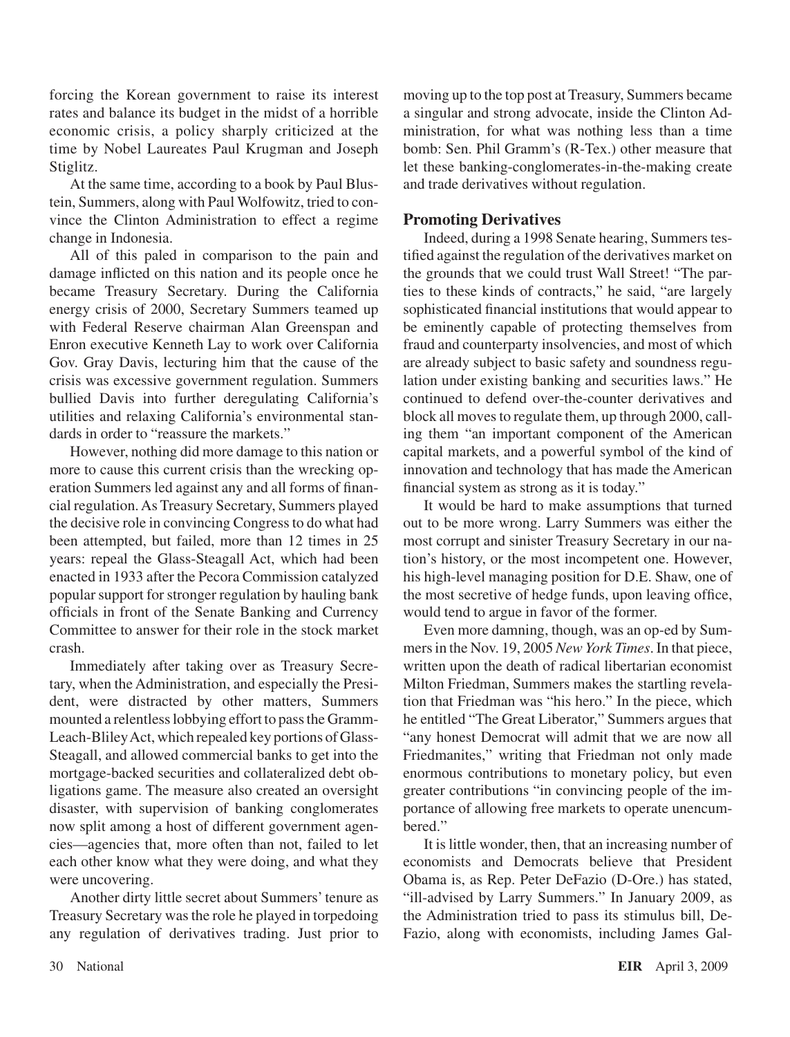forcing the Korean government to raise its interest rates and balance its budget in the midst of a horrible economic crisis, a policy sharply criticized at the time by Nobel Laureates Paul Krugman and Joseph Stiglitz.

At the same time, according to a book by Paul Blustein, Summers, along with Paul Wolfowitz, tried to convince the Clinton Administration to effect a regime change in Indonesia.

All of this paled in comparison to the pain and damage inflicted on this nation and its people once he became Treasury Secretary. During the California energy crisis of 2000, Secretary Summers teamed up with Federal Reserve chairman Alan Greenspan and Enron executive Kenneth Lay to work over California Gov. Gray Davis, lecturing him that the cause of the crisis was excessive government regulation. Summers bullied Davis into further deregulating California's utilities and relaxing California's environmental standards in order to "reassure the markets."

However, nothing did more damage to this nation or more to cause this current crisis than the wrecking operation Summers led against any and all forms of financial regulation. As Treasury Secretary, Summers played the decisive role in convincing Congress to do what had been attempted, but failed, more than 12 times in 25 years: repeal the Glass-Steagall Act, which had been enacted in 1933 after the Pecora Commission catalyzed popular support for stronger regulation by hauling bank officials in front of the Senate Banking and Currency Committee to answer for their role in the stock market crash.

Immediately after taking over as Treasury Secretary, when the Administration, and especially the President, were distracted by other matters, Summers mounted a relentless lobbying effort to pass the Gramm-Leach-Bliley Act, which repealed key portions of Glass-Steagall, and allowed commercial banks to get into the mortgage-backed securities and collateralized debt obligations game. The measure also created an oversight disaster, with supervision of banking conglomerates now split among a host of different government agencies—agencies that, more often than not, failed to let each other know what they were doing, and what they were uncovering.

Another dirty little secret about Summers' tenure as Treasury Secretary was the role he played in torpedoing any regulation of derivatives trading. Just prior to moving up to the top post at Treasury, Summers became a singular and strong advocate, inside the Clinton Administration, for what was nothing less than a time bomb: Sen. Phil Gramm's (R-Tex.) other measure that let these banking-conglomerates-in-the-making create and trade derivatives without regulation.

## Promoting Derivatives

Indeed, during a 1998 Senate hearing, Summers testified against the regulation of the derivatives market on the grounds that we could trust Wall Street! "The parties to these kinds of contracts," he said, "are largely sophisticated financial institutions that would appear to be eminently capable of protecting themselves from fraud and counterparty insolvencies, and most of which are already subject to basic safety and soundness regulation under existing banking and securities laws." He continued to defend over-the-counter derivatives and block all moves to regulate them, up through 2000, calling them "an important component of the American capital markets, and a powerful symbol of the kind of innovation and technology that has made the American financial system as strong as it is today."

It would be hard to make assumptions that turned out to be more wrong. Larry Summers was either the most corrupt and sinister Treasury Secretary in our nation's history, or the most incompetent one. However, his high-level managing position for D.E. Shaw, one of the most secretive of hedge funds, upon leaving office, would tend to argue in favor of the former.

Even more damning, though, was an op-ed by Summers in the Nov. 19, 2005 *New York Times*. In that piece, written upon the death of radical libertarian economist Milton Friedman, Summers makes the startling revelation that Friedman was "his hero." In the piece, which he entitled "The Great Liberator," Summers argues that "any honest Democrat will admit that we are now all Friedmanites," writing that Friedman not only made enormous contributions to monetary policy, but even greater contributions "in convincing people of the importance of allowing free markets to operate unencumbered."

It is little wonder, then, that an increasing number of economists and Democrats believe that President Obama is, as Rep. Peter DeFazio (D-Ore.) has stated, "ill-advised by Larry Summers." In January 2009, as the Administration tried to pass its stimulus bill, DeFazio, along with economists, including James Gal-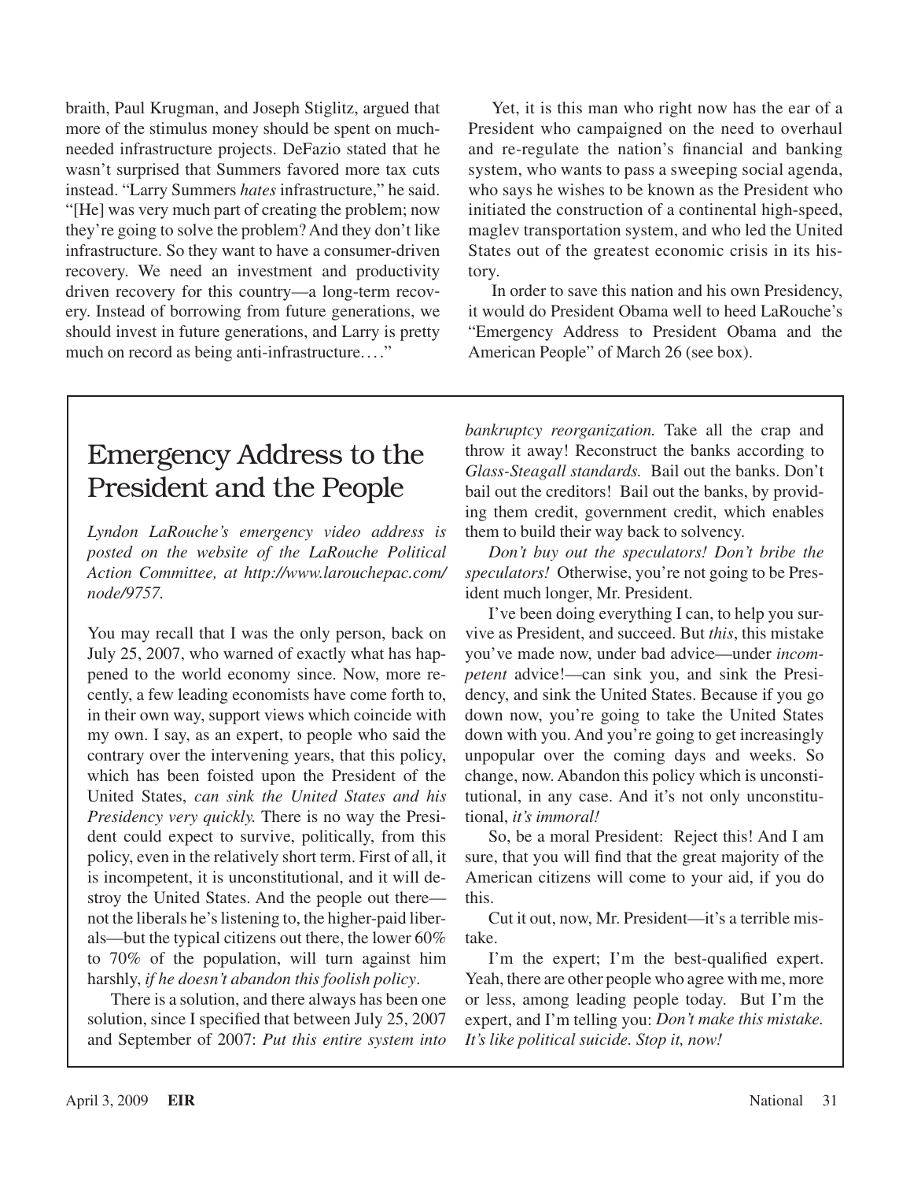braith, Paul Krugman, and Joseph Stiglitz, argued that more of the stimulus money should be spent on much-needed infrastructure projects. DeFazio stated that he wasn't surprised that Summers favored more tax cuts instead. "Larry Summers *hates* infrastructure," he said. "[He] was very much part of creating the problem; now they're going to solve the problem? And they don't like infrastructure. So they want to have a consumer-driven recovery. We need an investment and productivity driven recovery for this country—a long-term recovery. Instead of borrowing from future generations, we should invest in future generations, and Larry is pretty much on record as being anti-infrastructure. . . ."

Yet, it is this man who right now has the ear of a President who campaigned on the need to overhaul and re-regulate the nation's financial and banking system, who wants to pass a sweeping social agenda, who says he wishes to be known as the President who initiated the construction of a continental high-speed, maglev transportation system, and who led the United States out of the greatest economic crisis in its history.

In order to save this nation and his own Presidency, it would do President Obama well to heed LaRouche's "Emergency Address to President Obama and the American People" of March 26 (see box).

## Emergency Address to the President and the People

*Lyndon LaRouche's emergency video address is posted on the website of the LaRouche Political Action Committee, at http://www.larouchepac.com/node/9757.*

You may recall that I was the only person, back on July 25, 2007, who warned of exactly what has happened to the world economy since. Now, more recently, a few leading economists have come forth to, in their own way, support views which coincide with my own. I say, as an expert, to people who said the contrary over the intervening years, that this policy, which has been foisted upon the President of the United States, *can sink the United States and his Presidency very quickly.* There is no way the President could expect to survive, politically, from this policy, even in the relatively short term. First of all, it is incompetent, it is unconstitutional, and it will destroy the United States. And the people out there—not the liberals he's listening to, the higher-paid liberals—but the typical citizens out there, the lower 60% to 70% of the population, will turn against him harshly, *if he doesn't abandon this foolish policy*.

There is a solution, and there always has been one solution, since I specified that between July 25, 2007 and September of 2007: *Put this entire system into bankruptcy reorganization.* Take all the crap and throw it away! Reconstruct the banks according to *Glass-Steagall standards.* Bail out the banks. Don't bail out the creditors! Bail out the banks, by providing them credit, government credit, which enables them to build their way back to solvency.

*Don't buy out the speculators! Don't bribe the speculators!* Otherwise, you're not going to be President much longer, Mr. President.

I've been doing everything I can, to help you survive as President, and succeed. But *this*, this mistake you've made now, under bad advice—under *incompetent* advice!—can sink you, and sink the Presidency, and sink the United States. Because if you go down now, you're going to take the United States down with you. And you're going to get increasingly unpopular over the coming days and weeks. So change, now. Abandon this policy which is unconstitutional, in any case. And it's not only unconstitutional, *it's immoral!*

So, be a moral President: Reject this! And I am sure, that you will find that the great majority of the American citizens will come to your aid, if you do this.

Cut it out, now, Mr. President—it's a terrible mistake.

I'm the expert; I'm the best-qualified expert. Yeah, there are other people who agree with me, more or less, among leading people today. But I'm the expert, and I'm telling you: *Don't make this mistake. It's like political suicide. Stop it, now!*